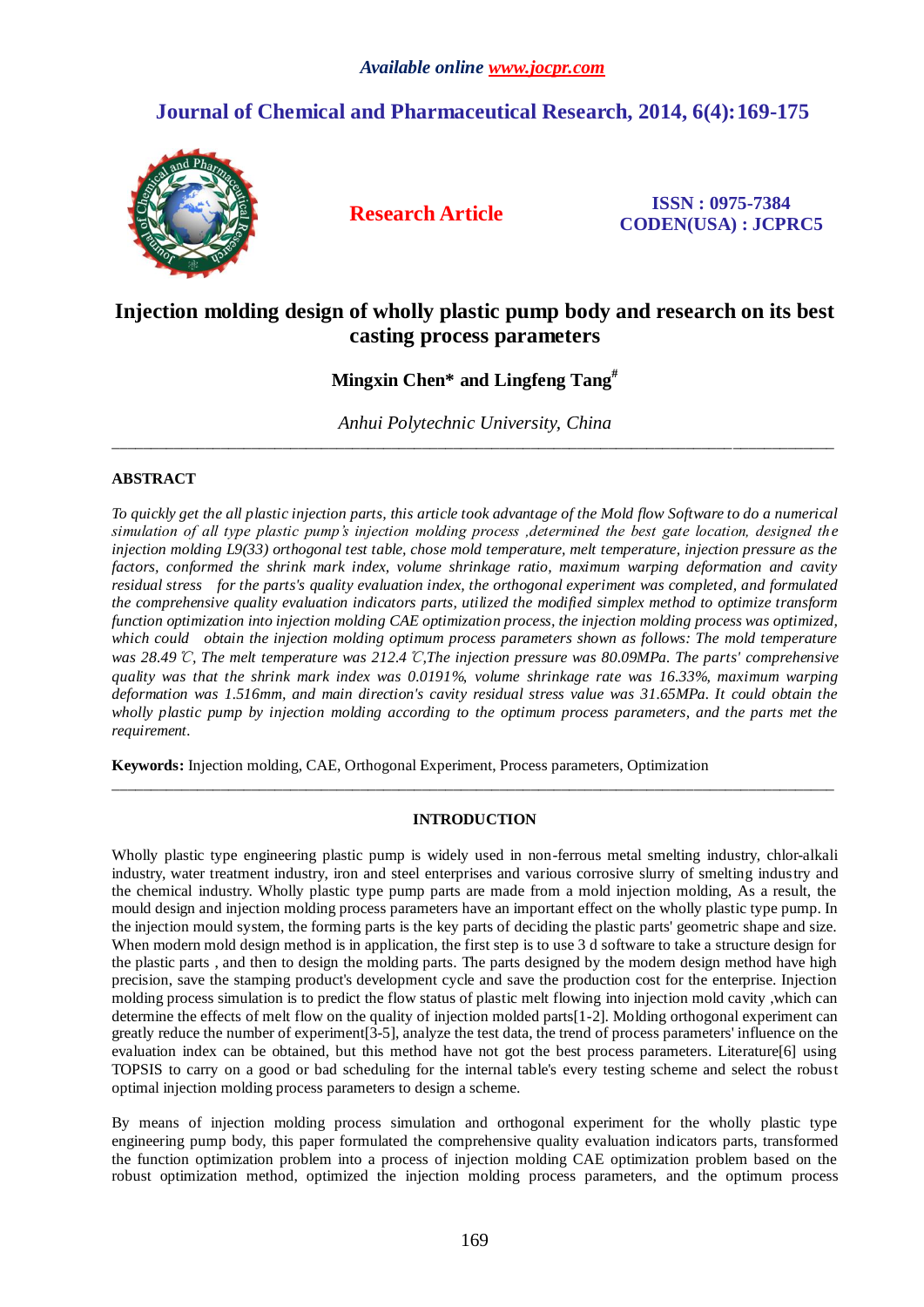*Available online www.jocpr.com*

## Journal of Chemical and Pharmaceutical Research, 2014, 6(4):169-175

**Research Article**

**ISSN : 0975-7384**
**CODEN(USA) : JCPRC5**

# Injection molding design of wholly plastic pump body and research on its best casting process parameters

**Mingxin Chen\* and Lingfeng Tang#**

*Anhui Polytechnic University, China*

---

## ABSTRACT

*To quickly get the all plastic injection parts, this article took advantage of the Mold flow Software to do a numerical simulation of all type plastic pump's injection molding process ,determined the best gate location, designed the injection molding L9(33) orthogonal test table, chose mold temperature, melt temperature, injection pressure as the factors, conformed the shrink mark index, volume shrinkage ratio, maximum warping deformation and cavity residual stress for the parts's quality evaluation index, the orthogonal experiment was completed, and formulated the comprehensive quality evaluation indicators parts, utilized the modified simplex method to optimize transform function optimization into injection molding CAE optimization process, the injection molding process was optimized, which could obtain the injection molding optimum process parameters shown as follows: The mold temperature was 28.49 ℃, The melt temperature was 212.4 ℃,The injection pressure was 80.09MPa. The parts' comprehensive quality was that the shrink mark index was 0.0191%, volume shrinkage rate was 16.33%, maximum warping deformation was 1.516mm, and main direction's cavity residual stress value was 31.65MPa. It could obtain the wholly plastic pump by injection molding according to the optimum process parameters, and the parts met the requirement.*

**Keywords:** Injection molding, CAE, Orthogonal Experiment, Process parameters, Optimization

---

## INTRODUCTION

Wholly plastic type engineering plastic pump is widely used in non-ferrous metal smelting industry, chlor-alkali industry, water treatment industry, iron and steel enterprises and various corrosive slurry of smelting industry and the chemical industry. Wholly plastic type pump parts are made from a mold injection molding, As a result, the mould design and injection molding process parameters have an important effect on the wholly plastic type pump. In the injection mould system, the forming parts is the key parts of deciding the plastic parts' geometric shape and size. When modern mold design method is in application, the first step is to use 3 d software to take a structure design for the plastic parts , and then to design the molding parts. The parts designed by the modem design method have high precision, save the stamping product's development cycle and save the production cost for the enterprise. Injection molding process simulation is to predict the flow status of plastic melt flowing into injection mold cavity ,which can determine the effects of melt flow on the quality of injection molded parts[1-2]. Molding orthogonal experiment can greatly reduce the number of experiment[3-5], analyze the test data, the trend of process parameters' influence on the evaluation index can be obtained, but this method have not got the best process parameters. Literature[6] using TOPSIS to carry on a good or bad scheduling for the internal table's every testing scheme and select the robust optimal injection molding process parameters to design a scheme.

By means of injection molding process simulation and orthogonal experiment for the wholly plastic type engineering pump body, this paper formulated the comprehensive quality evaluation indicators parts, transformed the function optimization problem into a process of injection molding CAE optimization problem based on the robust optimization method, optimized the injection molding process parameters, and the optimum process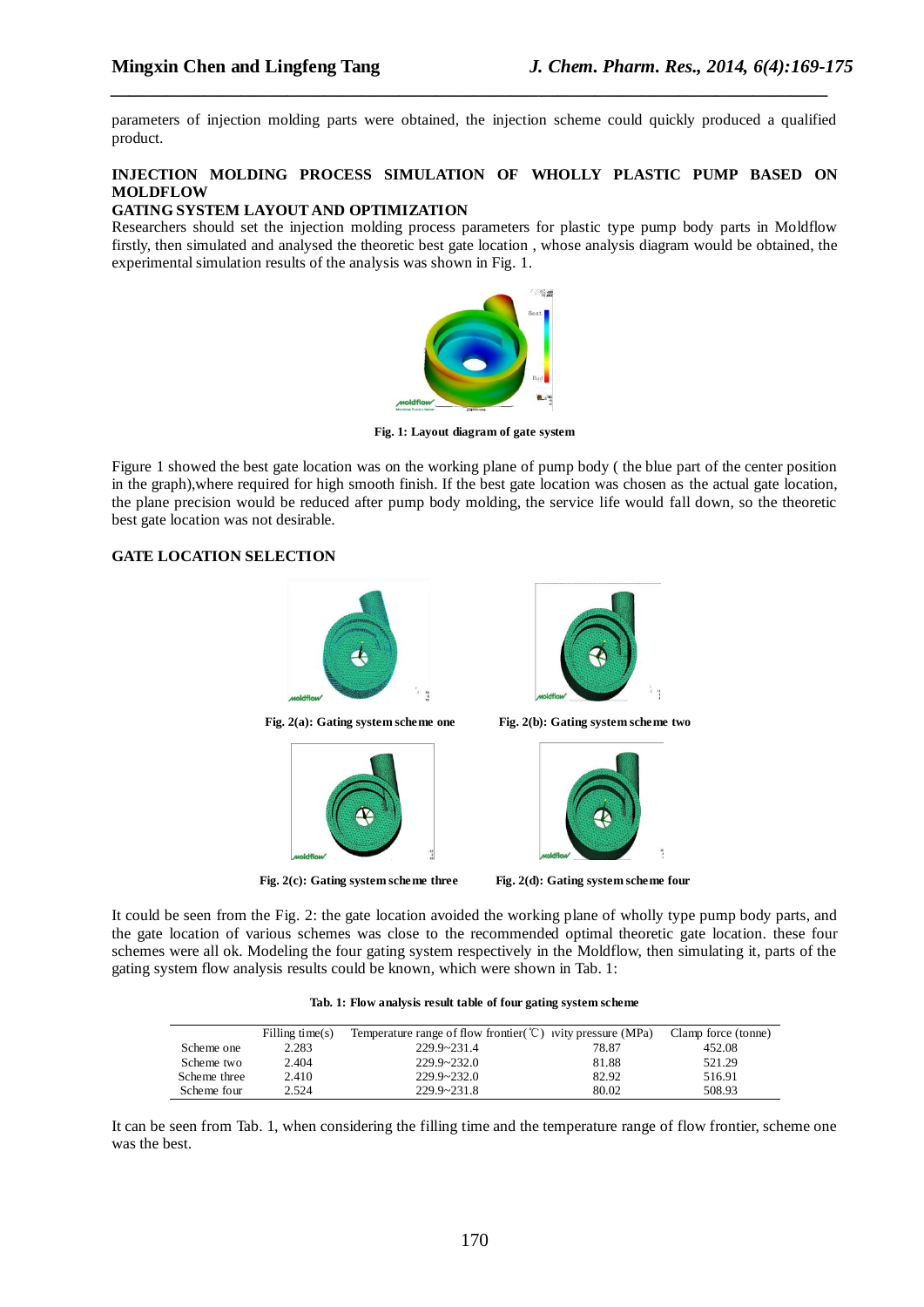parameters of injection molding parts were obtained, the injection scheme could quickly produced a qualified product.

## INJECTION MOLDING PROCESS SIMULATION OF WHOLLY PLASTIC PUMP BASED ON MOLDFLOW

### GATING SYSTEM LAYOUT AND OPTIMIZATION

Researchers should set the injection molding process parameters for plastic type pump body parts in Moldflow firstly, then simulated and analysed the theoretic best gate location , whose analysis diagram would be obtained, the experimental simulation results of the analysis was shown in Fig. 1.

**Fig. 1: Layout diagram of gate system**

Figure 1 showed the best gate location was on the working plane of pump body ( the blue part of the center position in the graph),where required for high smooth finish. If the best gate location was chosen as the actual gate location, the plane precision would be reduced after pump body molding, the service life would fall down, so the theoretic best gate location was not desirable.

### GATE LOCATION SELECTION

**Fig. 2(a): Gating system scheme one**

**Fig. 2(b): Gating system scheme two**

**Fig. 2(c): Gating system scheme three**

**Fig. 2(d): Gating system scheme four**

It could be seen from the Fig. 2: the gate location avoided the working plane of wholly type pump body parts, and the gate location of various schemes was close to the recommended optimal theoretic gate location. these four schemes were all ok. Modeling the four gating system respectively in the Moldflow, then simulating it, parts of the gating system flow analysis results could be known, which were shown in Tab. 1:

**Tab. 1: Flow analysis result table of four gating system scheme**

| | Filling time(s) | Temperature range of flow frontier(℃) | ıvity pressure (MPa) | Clamp force (tonne) |
|---|---|---|---|---|
| Scheme one | 2.283 | 229.9~231.4 | 78.87 | 452.08 |
| Scheme two | 2.404 | 229.9~232.0 | 81.88 | 521.29 |
| Scheme three | 2.410 | 229.9~232.0 | 82.92 | 516.91 |
| Scheme four | 2.524 | 229.9~231.8 | 80.02 | 508.93 |

It can be seen from Tab. 1, when considering the filling time and the temperature range of flow frontier, scheme one was the best.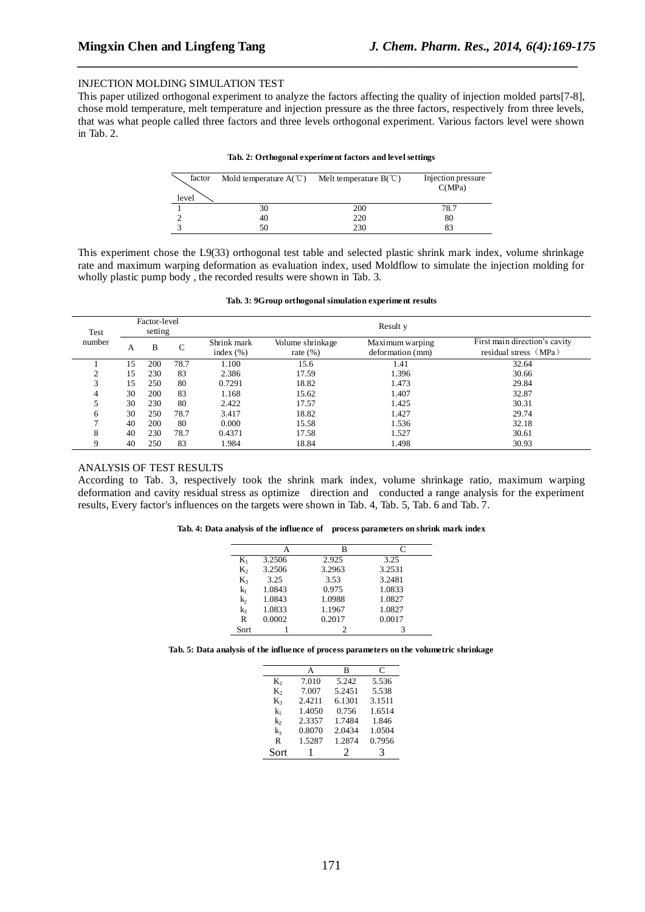## INJECTION MOLDING SIMULATION TEST

This paper utilized orthogonal experiment to analyze the factors affecting the quality of injection molded parts[7-8], chose mold temperature, melt temperature and injection pressure as the three factors, respectively from three levels, that was what people called three factors and three levels orthogonal experiment. Various factors level were shown in Tab. 2.

**Tab. 2: Orthogonal experiment factors and level settings**

| level \ factor | Mold temperature A(℃) | Melt temperature B(℃) | Injection pressure C(MPa) |
|---|---|---|---|
| 1 | 30 | 200 | 78.7 |
| 2 | 40 | 220 | 80 |
| 3 | 50 | 230 | 83 |

This experiment chose the L9(33) orthogonal test table and selected plastic shrink mark index, volume shrinkage rate and maximum warping deformation as evaluation index, used Moldflow to simulate the injection molding for wholly plastic pump body , the recorded results were shown in Tab. 3.

**Tab. 3: 9Group orthogonal simulation experiment results**

| Test number | Factor-level setting | | | Result y | | | |
|---|---|---|---|---|---|---|---|
| | A | B | C | Shrink mark index (%) | Volume shrinkage rate (%) | Maximum warping deformation (mm) | First main direction's cavity residual stress（MPa） |
| 1 | 15 | 200 | 78.7 | 1.100 | 15.6 | 1.41 | 32.64 |
| 2 | 15 | 230 | 83 | 2.386 | 17.59 | 1.396 | 30.66 |
| 3 | 15 | 250 | 80 | 0.7291 | 18.82 | 1.473 | 29.84 |
| 4 | 30 | 200 | 83 | 1.168 | 15.62 | 1.407 | 32.87 |
| 5 | 30 | 230 | 80 | 2.422 | 17.57 | 1.425 | 30.31 |
| 6 | 30 | 250 | 78.7 | 3.417 | 18.82 | 1.427 | 29.74 |
| 7 | 40 | 200 | 80 | 0.000 | 15.58 | 1.536 | 32.18 |
| 8 | 40 | 230 | 78.7 | 0.4371 | 17.58 | 1.527 | 30.61 |
| 9 | 40 | 250 | 83 | 1.984 | 18.84 | 1.498 | 30.93 |

## ANALYSIS OF TEST RESULTS

According to Tab. 3, respectively took the shrink mark index, volume shrinkage ratio, maximum warping deformation and cavity residual stress as optimize direction and conducted a range analysis for the experiment results, Every factor's influences on the targets were shown in Tab. 4, Tab. 5, Tab. 6 and Tab. 7.

**Tab. 4: Data analysis of the influence of process parameters on shrink mark index**

| | A | B | C |
|---|---|---|---|
| $K_1$ | 3.2506 | 2.925 | 3.25 |
| $K_2$ | 3.2506 | 3.2963 | 3.2531 |
| $K_3$ | 3.25 | 3.53 | 3.2481 |
| $k_1$ | 1.0843 | 0.975 | 1.0833 |
| $k_2$ | 1.0843 | 1.0988 | 1.0827 |
| $k_3$ | 1.0833 | 1.1967 | 1.0827 |
| R | 0.0002 | 0.2017 | 0.0017 |
| Sort | 1 | 2 | 3 |

**Tab. 5: Data analysis of the influence of process parameters on the volumetric shrinkage**

| | A | B | C |
|---|---|---|---|
| $K_1$ | 7.010 | 5.242 | 5.536 |
| $K_2$ | 7.007 | 5.2451 | 5.538 |
| $K_3$ | 2.4211 | 6.1301 | 3.1511 |
| $k_1$ | 1.4050 | 0.756 | 1.6514 |
| $k_2$ | 2.3357 | 1.7484 | 1.846 |
| $k_3$ | 0.8070 | 2.0434 | 1.0504 |
| R | 1.5287 | 1.2874 | 0.7956 |
| Sort | 1 | 2 | 3 |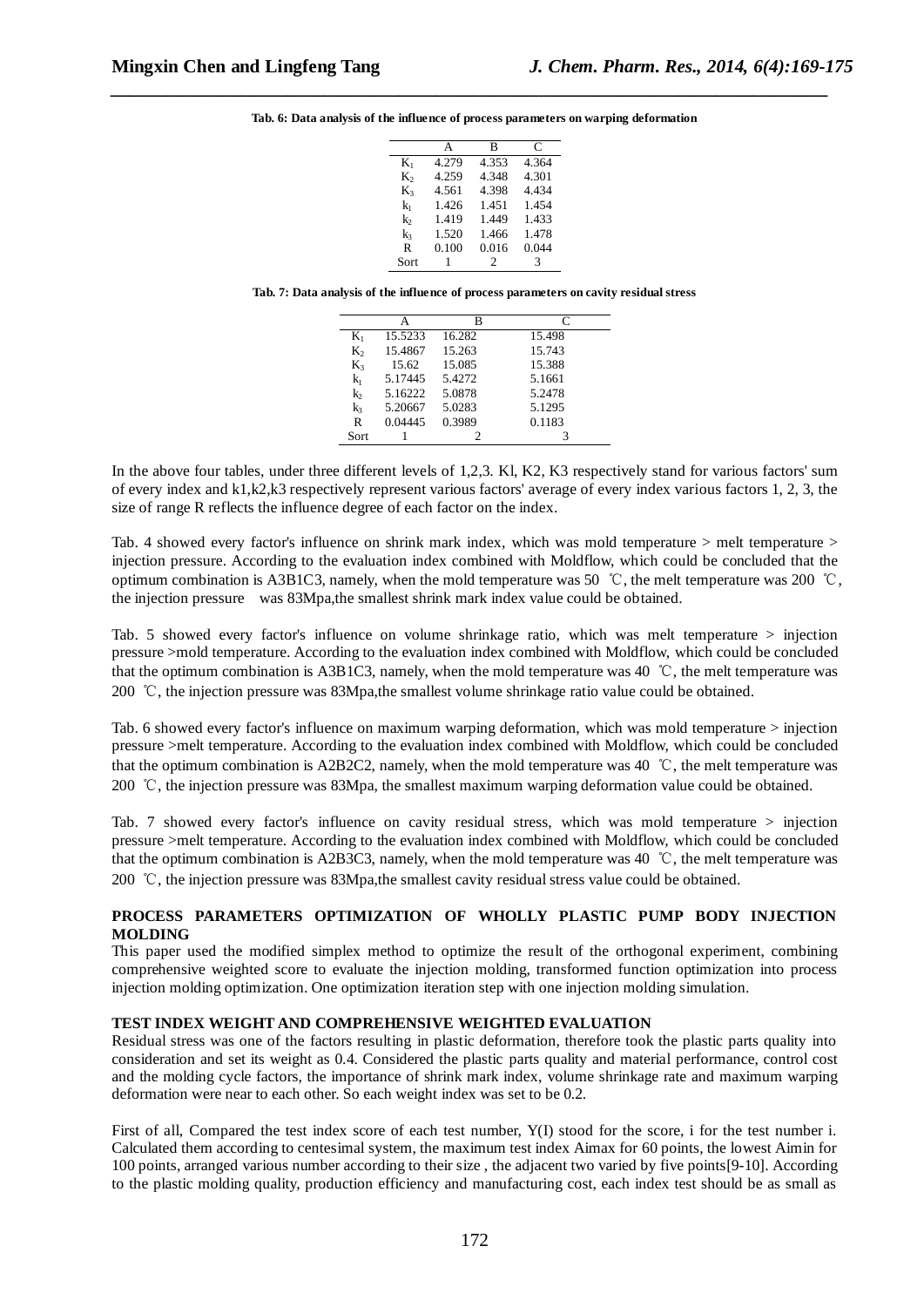**Tab. 6: Data analysis of the influence of process parameters on warping deformation**

| | A | B | C |
|---|---|---|---|
| $K_1$ | 4.279 | 4.353 | 4.364 |
| $K_2$ | 4.259 | 4.348 | 4.301 |
| $K_3$ | 4.561 | 4.398 | 4.434 |
| $k_1$ | 1.426 | 1.451 | 1.454 |
| $k_2$ | 1.419 | 1.449 | 1.433 |
| $k_3$ | 1.520 | 1.466 | 1.478 |
| R | 0.100 | 0.016 | 0.044 |
| Sort | 1 | 2 | 3 |

**Tab. 7: Data analysis of the influence of process parameters on cavity residual stress**

| | A | B | C |
|---|---|---|---|
| $K_1$ | 15.5233 | 16.282 | 15.498 |
| $K_2$ | 15.4867 | 15.263 | 15.743 |
| $K_3$ | 15.62 | 15.085 | 15.388 |
| $k_1$ | 5.17445 | 5.4272 | 5.1661 |
| $k_2$ | 5.16222 | 5.0878 | 5.2478 |
| $k_3$ | 5.20667 | 5.0283 | 5.1295 |
| R | 0.04445 | 0.3989 | 0.1183 |
| Sort | 1 | 2 | 3 |

In the above four tables, under three different levels of 1,2,3. Kl, K2, K3 respectively stand for various factors' sum of every index and k1,k2,k3 respectively represent various factors' average of every index various factors 1, 2, 3, the size of range R reflects the influence degree of each factor on the index.

Tab. 4 showed every factor's influence on shrink mark index, which was mold temperature > melt temperature > injection pressure. According to the evaluation index combined with Moldflow, which could be concluded that the optimum combination is A3B1C3, namely, when the mold temperature was 50 ℃, the melt temperature was 200 ℃, the injection pressure was 83Mpa,the smallest shrink mark index value could be obtained.

Tab. 5 showed every factor's influence on volume shrinkage ratio, which was melt temperature > injection pressure >mold temperature. According to the evaluation index combined with Moldflow, which could be concluded that the optimum combination is A3B1C3, namely, when the mold temperature was 40 ℃, the melt temperature was 200 ℃, the injection pressure was 83Mpa,the smallest volume shrinkage ratio value could be obtained.

Tab. 6 showed every factor's influence on maximum warping deformation, which was mold temperature > injection pressure >melt temperature. According to the evaluation index combined with Moldflow, which could be concluded that the optimum combination is A2B2C2, namely, when the mold temperature was 40 ℃, the melt temperature was 200 ℃, the injection pressure was 83Mpa, the smallest maximum warping deformation value could be obtained.

Tab. 7 showed every factor's influence on cavity residual stress, which was mold temperature > injection pressure >melt temperature. According to the evaluation index combined with Moldflow, which could be concluded that the optimum combination is A2B3C3, namely, when the mold temperature was 40 ℃, the melt temperature was 200 ℃, the injection pressure was 83Mpa,the smallest cavity residual stress value could be obtained.

## PROCESS PARAMETERS OPTIMIZATION OF WHOLLY PLASTIC PUMP BODY INJECTION MOLDING

This paper used the modified simplex method to optimize the result of the orthogonal experiment, combining comprehensive weighted score to evaluate the injection molding, transformed function optimization into process injection molding optimization. One optimization iteration step with one injection molding simulation.

## TEST INDEX WEIGHT AND COMPREHENSIVE WEIGHTED EVALUATION

Residual stress was one of the factors resulting in plastic deformation, therefore took the plastic parts quality into consideration and set its weight as 0.4. Considered the plastic parts quality and material performance, control cost and the molding cycle factors, the importance of shrink mark index, volume shrinkage rate and maximum warping deformation were near to each other. So each weight index was set to be 0.2.

First of all, Compared the test index score of each test number, Y(I) stood for the score, i for the test number i. Calculated them according to centesimal system, the maximum test index Aimax for 60 points, the lowest Aimin for 100 points, arranged various number according to their size , the adjacent two varied by five points[9-10]. According to the plastic molding quality, production efficiency and manufacturing cost, each index test should be as small as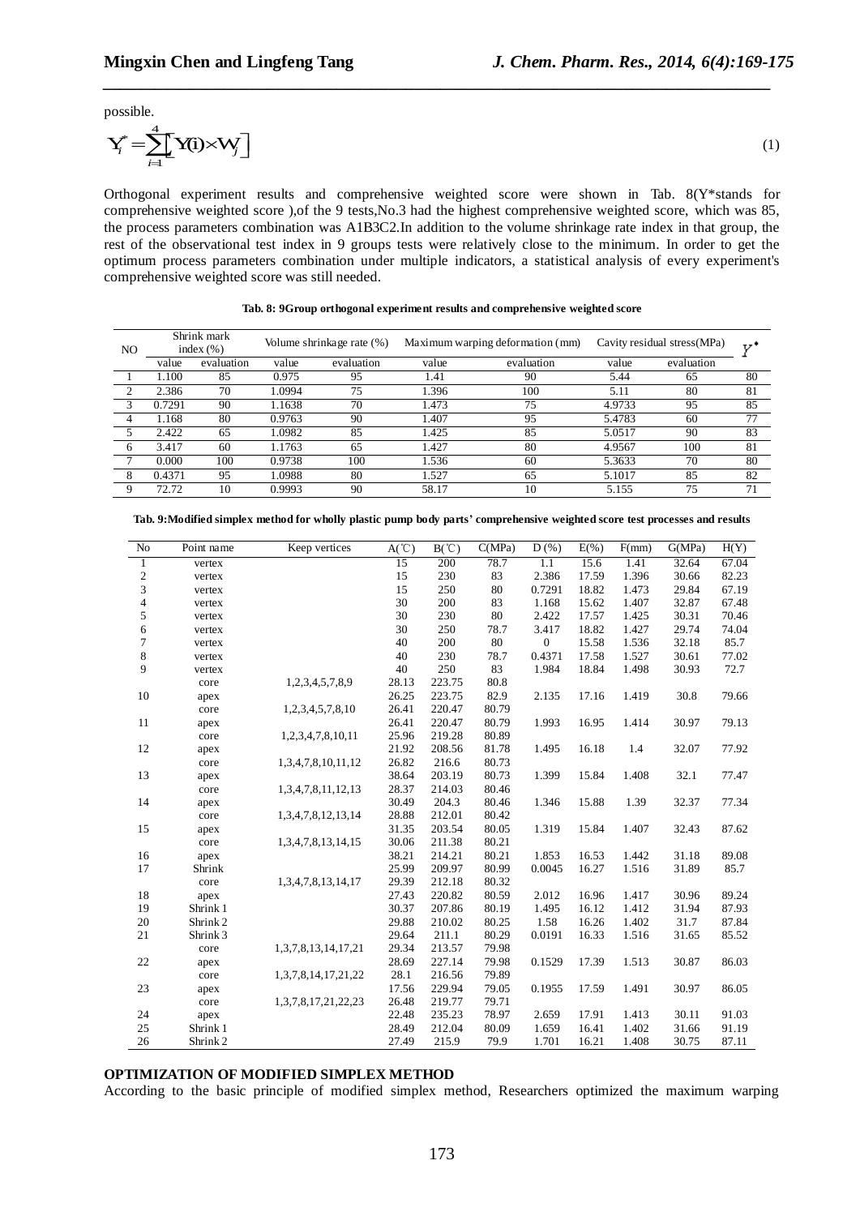possible.

$$Y_i^* = \sum_{i=1}^{4} \left[ Y(i) \times W_j \right] \tag{1}$$

Orthogonal experiment results and comprehensive weighted score were shown in Tab. 8(Y*stands for comprehensive weighted score ),of the 9 tests,No.3 had the highest comprehensive weighted score, which was 85, the process parameters combination was A1B3C2.In addition to the volume shrinkage rate index in that group, the rest of the observational test index in 9 groups tests were relatively close to the minimum. In order to get the optimum process parameters combination under multiple indicators, a statistical analysis of every experiment's comprehensive weighted score was still needed.

**Tab. 8: 9Group orthogonal experiment results and comprehensive weighted score**

| NO | Shrink mark index (%) | | Volume shrinkage rate (%) | | Maximum warping deformation (mm) | | Cavity residual stress(MPa) | | $Y^*$ |
|---|---|---|---|---|---|---|---|---|---|
| | value | evaluation | value | evaluation | value | evaluation | value | evaluation | |
| 1 | 1.100 | 85 | 0.975 | 95 | 1.41 | 90 | 5.44 | 65 | 80 |
| 2 | 2.386 | 70 | 1.0994 | 75 | 1.396 | 100 | 5.11 | 80 | 81 |
| 3 | 0.7291 | 90 | 1.1638 | 70 | 1.473 | 75 | 4.9733 | 95 | 85 |
| 4 | 1.168 | 80 | 0.9763 | 90 | 1.407 | 95 | 5.4783 | 60 | 77 |
| 5 | 2.422 | 65 | 1.0982 | 85 | 1.425 | 85 | 5.0517 | 90 | 83 |
| 6 | 3.417 | 60 | 1.1763 | 65 | 1.427 | 80 | 4.9567 | 100 | 81 |
| 7 | 0.000 | 100 | 0.9738 | 100 | 1.536 | 60 | 5.3633 | 70 | 80 |
| 8 | 0.4371 | 95 | 1.0988 | 80 | 1.527 | 65 | 5.1017 | 85 | 82 |
| 9 | 72.72 | 10 | 0.9993 | 90 | 58.17 | 10 | 5.155 | 75 | 71 |

**Tab. 9:Modified simplex method for wholly plastic pump body parts' comprehensive weighted score test processes and results**

| No | Point name | Keep vertices | A(℃) | B(℃) | C(MPa) | D (%) | E(%) | F(mm) | G(MPa) | H(Y) |
|---|---|---|---|---|---|---|---|---|---|---|
| 1 | vertex | | 15 | 200 | 78.7 | 1.1 | 15.6 | 1.41 | 32.64 | 67.04 |
| 2 | vertex | | 15 | 230 | 83 | 2.386 | 17.59 | 1.396 | 30.66 | 82.23 |
| 3 | vertex | | 15 | 250 | 80 | 0.7291 | 18.82 | 1.473 | 29.84 | 67.19 |
| 4 | vertex | | 30 | 200 | 83 | 1.168 | 15.62 | 1.407 | 32.87 | 67.48 |
| 5 | vertex | | 30 | 230 | 80 | 2.422 | 17.57 | 1.425 | 30.31 | 70.46 |
| 6 | vertex | | 30 | 250 | 78.7 | 3.417 | 18.82 | 1.427 | 29.74 | 74.04 |
| 7 | vertex | | 40 | 200 | 80 | 0 | 15.58 | 1.536 | 32.18 | 85.7 |
| 8 | vertex | | 40 | 230 | 78.7 | 0.4371 | 17.58 | 1.527 | 30.61 | 77.02 |
| 9 | vertex | | 40 | 250 | 83 | 1.984 | 18.84 | 1.498 | 30.93 | 72.7 |
| | core | 1,2,3,4,5,7,8,9 | 28.13 | 223.75 | 80.8 | | | | | |
| 10 | apex | | 26.25 | 223.75 | 82.9 | 2.135 | 17.16 | 1.419 | 30.8 | 79.66 |
| | core | 1,2,3,4,5,7,8,10 | 26.41 | 220.47 | 80.79 | | | | | |
| 11 | apex | | 26.41 | 220.47 | 80.79 | 1.993 | 16.95 | 1.414 | 30.97 | 79.13 |
| | core | 1,2,3,4,7,8,10,11 | 25.96 | 219.28 | 80.89 | | | | | |
| 12 | apex | | 21.92 | 208.56 | 81.78 | 1.495 | 16.18 | 1.4 | 32.07 | 77.92 |
| | core | 1,3,4,7,8,10,11,12 | 26.82 | 216.6 | 80.73 | | | | | |
| 13 | apex | | 38.64 | 203.19 | 80.73 | 1.399 | 15.84 | 1.408 | 32.1 | 77.47 |
| | core | 1,3,4,7,8,11,12,13 | 28.37 | 214.03 | 80.46 | | | | | |
| 14 | apex | | 30.49 | 204.3 | 80.46 | 1.346 | 15.88 | 1.39 | 32.37 | 77.34 |
| | core | 1,3,4,7,8,12,13,14 | 28.88 | 212.01 | 80.42 | | | | | |
| 15 | apex | | 31.35 | 203.54 | 80.05 | 1.319 | 15.84 | 1.407 | 32.43 | 87.62 |
| | core | 1,3,4,7,8,13,14,15 | 30.06 | 211.38 | 80.21 | | | | | |
| 16 | apex | | 38.21 | 214.21 | 80.21 | 1.853 | 16.53 | 1.442 | 31.18 | 89.08 |
| 17 | Shrink | | 25.99 | 209.97 | 80.99 | 0.0045 | 16.27 | 1.516 | 31.89 | 85.7 |
| | core | 1,3,4,7,8,13,14,17 | 29.39 | 212.18 | 80.32 | | | | | |
| 18 | apex | | 27.43 | 220.82 | 80.59 | 2.012 | 16.96 | 1.417 | 30.96 | 89.24 |
| 19 | Shrink 1 | | 30.37 | 207.86 | 80.19 | 1.495 | 16.12 | 1.412 | 31.94 | 87.93 |
| 20 | Shrink 2 | | 29.88 | 210.02 | 80.25 | 1.58 | 16.26 | 1.402 | 31.7 | 87.84 |
| 21 | Shrink 3 | | 29.64 | 211.1 | 80.29 | 0.0191 | 16.33 | 1.516 | 31.65 | 85.52 |
| | core | 1,3,7,8,13,14,17,21 | 29.34 | 213.57 | 79.98 | | | | | |
| 22 | apex | | 28.69 | 227.14 | 79.98 | 0.1529 | 17.39 | 1.513 | 30.87 | 86.03 |
| | core | 1,3,7,8,14,17,21,22 | 28.1 | 216.56 | 79.89 | | | | | |
| 23 | apex | | 17.56 | 229.94 | 79.05 | 0.1955 | 17.59 | 1.491 | 30.97 | 86.05 |
| | core | 1,3,7,8,17,21,22,23 | 26.48 | 219.77 | 79.71 | | | | | |
| 24 | apex | | 22.48 | 235.23 | 78.97 | 2.659 | 17.91 | 1.413 | 30.11 | 91.03 |
| 25 | Shrink 1 | | 28.49 | 212.04 | 80.09 | 1.659 | 16.41 | 1.402 | 31.66 | 91.19 |
| 26 | Shrink 2 | | 27.49 | 215.9 | 79.9 | 1.701 | 16.21 | 1.408 | 30.75 | 87.11 |

**OPTIMIZATION OF MODIFIED SIMPLEX METHOD**

According to the basic principle of modified simplex method, Researchers optimized the maximum warping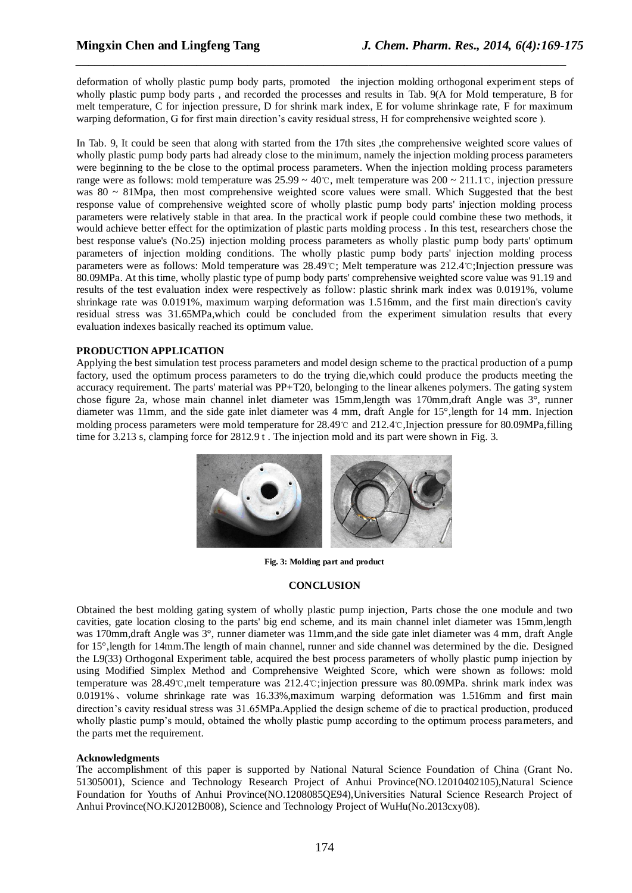deformation of wholly plastic pump body parts, promoted the injection molding orthogonal experiment steps of wholly plastic pump body parts , and recorded the processes and results in Tab. 9(A for Mold temperature, B for melt temperature, C for injection pressure, D for shrink mark index, E for volume shrinkage rate, F for maximum warping deformation, G for first main direction's cavity residual stress, H for comprehensive weighted score ).

In Tab. 9, It could be seen that along with started from the 17th sites ,the comprehensive weighted score values of wholly plastic pump body parts had already close to the minimum, namely the injection molding process parameters were beginning to the be close to the optimal process parameters. When the injection molding process parameters range were as follows: mold temperature was 25.99 ~ 40℃, melt temperature was 200 ~ 211.1℃, injection pressure was 80 ~ 81Mpa, then most comprehensive weighted score values were small. Which Suggested that the best response value of comprehensive weighted score of wholly plastic pump body parts' injection molding process parameters were relatively stable in that area. In the practical work if people could combine these two methods, it would achieve better effect for the optimization of plastic parts molding process . In this test, researchers chose the best response value's (No.25) injection molding process parameters as wholly plastic pump body parts' optimum parameters of injection molding conditions. The wholly plastic pump body parts' injection molding process parameters were as follows: Mold temperature was 28.49℃; Melt temperature was 212.4℃;Injection pressure was 80.09MPa. At this time, wholly plastic type of pump body parts' comprehensive weighted score value was 91.19 and results of the test evaluation index were respectively as follow: plastic shrink mark index was 0.0191%, volume shrinkage rate was 0.0191%, maximum warping deformation was 1.516mm, and the first main direction's cavity residual stress was 31.65MPa,which could be concluded from the experiment simulation results that every evaluation indexes basically reached its optimum value.

**PRODUCTION APPLICATION**

Applying the best simulation test process parameters and model design scheme to the practical production of a pump factory, used the optimum process parameters to do the trying die,which could produce the products meeting the accuracy requirement. The parts' material was PP+T20, belonging to the linear alkenes polymers. The gating system chose figure 2a, whose main channel inlet diameter was 15mm,length was 170mm,draft Angle was 3°, runner diameter was 11mm, and the side gate inlet diameter was 4 mm, draft Angle for 15°,length for 14 mm. Injection molding process parameters were mold temperature for 28.49℃ and 212.4℃,Injection pressure for 80.09MPa,filling time for 3.213 s, clamping force for 2812.9 t . The injection mold and its part were shown in Fig. 3.

**Fig. 3: Molding part and product**

**CONCLUSION**

Obtained the best molding gating system of wholly plastic pump injection, Parts chose the one module and two cavities, gate location closing to the parts' big end scheme, and its main channel inlet diameter was 15mm,length was 170mm,draft Angle was 3°, runner diameter was 11mm,and the side gate inlet diameter was 4 mm, draft Angle for 15°,length for 14mm.The length of main channel, runner and side channel was determined by the die. Designed the L9(33) Orthogonal Experiment table, acquired the best process parameters of wholly plastic pump injection by using Modified Simplex Method and Comprehensive Weighted Score, which were shown as follows: mold temperature was 28.49℃,melt temperature was 212.4℃;injection pressure was 80.09MPa. shrink mark index was 0.0191%、volume shrinkage rate was 16.33%,maximum warping deformation was 1.516mm and first main direction's cavity residual stress was 31.65MPa.Applied the design scheme of die to practical production, produced wholly plastic pump's mould, obtained the wholly plastic pump according to the optimum process parameters, and the parts met the requirement.

**Acknowledgments**

The accomplishment of this paper is supported by National Natural Science Foundation of China (Grant No. 51305001), Science and Technology Research Project of Anhui Province(NO.12010402105),Natural Science Foundation for Youths of Anhui Province(NO.1208085QE94),Universities Natural Science Research Project of Anhui Province(NO.KJ2012B008), Science and Technology Project of WuHu(No.2013cxy08).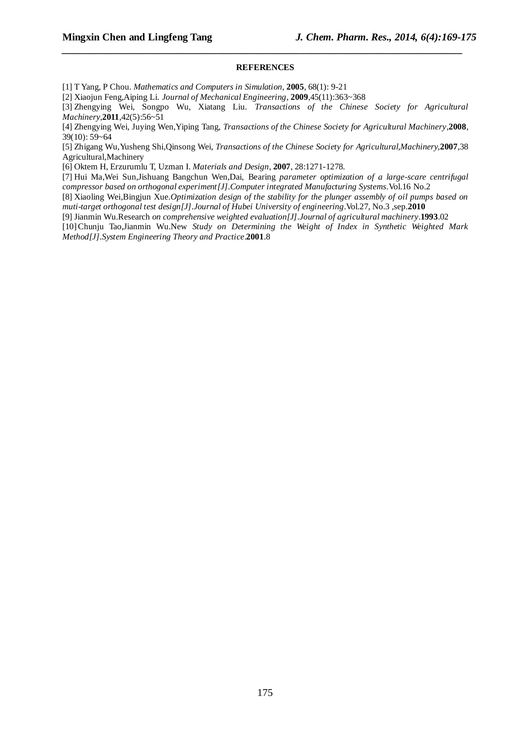**REFERENCES**

[1] T Yang, P Chou. *Mathematics and Computers in Simulation*, **2005**, 68(1): 9-21

[2] Xiaojun Feng,Aiping Li. *Journal of Mechanical Engineering*, **2009**,45(11):363~368

[3] Zhengying Wei, Songpo Wu, Xiatang Liu. *Transactions of the Chinese Society for Agricultural Machinery*,**2011**,42(5):56~51

[4] Zhengying Wei, Juying Wen,Yiping Tang, *Transactions of the Chinese Society for Agricultural Machinery*,**2008**, 39(10): 59~64

[5] Zhigang Wu,Yusheng Shi,Qinsong Wei, *Transactions of the Chinese Society for Agricultural,Machinery*,**2007**,38 Agricultural,Machinery

[6] Oktem H, Erzurumlu T, Uzman I. *Materials and Design*, **2007**, 28:1271-1278.

[7] Hui Ma,Wei Sun,Jishuang Bangchun Wen,Dai, Bearing *parameter optimization of a large-scare centrifugal compressor based on orthogonal experiment[J].Computer integrated Manufacturing Systems*.Vol.16 No.2

[8] Xiaoling Wei,Bingjun Xue.*Optimization design of the stability for the plunger assembly of oil pumps based on muti-target orthogonal test design[J].Journal of Hubei University of engineering*.Vol.27, No.3 ,sep.**2010**

[9] Jianmin Wu.Research *on comprehensive weighted evaluation[J].Journal of agricultural machinery*.**1993**.02

[10] Chunju Tao,Jianmin Wu.New *Study on Determining the Weight of Index in Synthetic Weighted Mark Method[J].System Engineering Theory and Practice*.**2001**.8